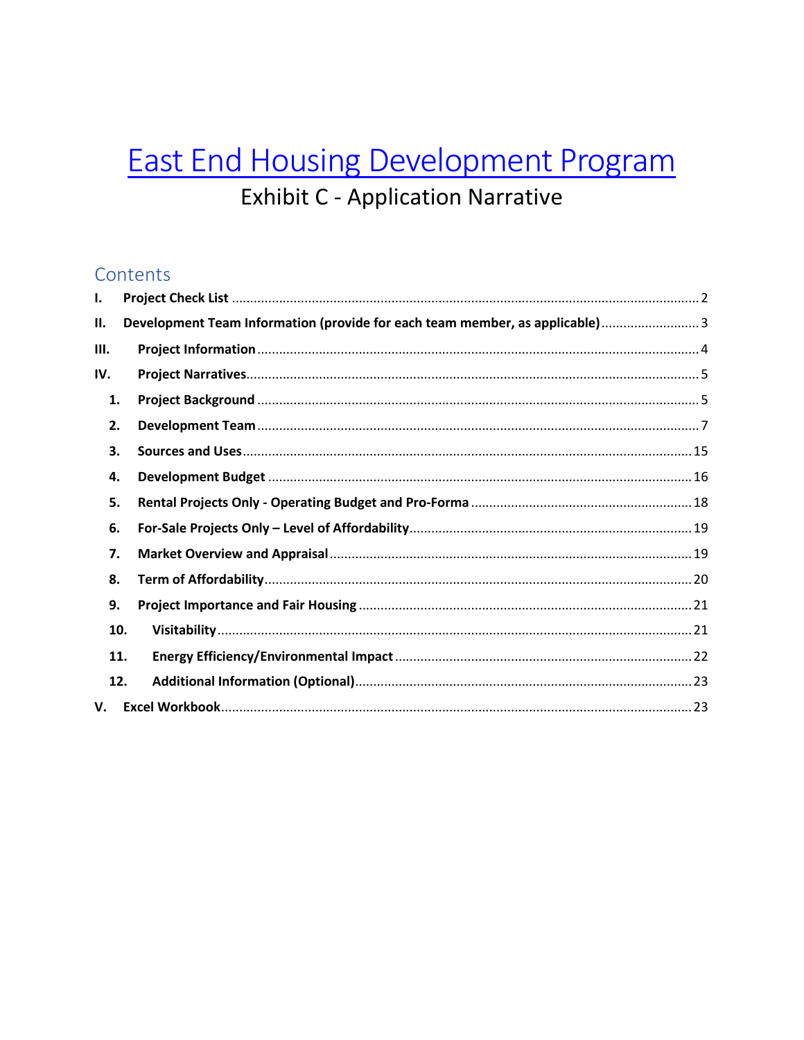# [East End Housing Development Program]()

## Exhibit C - Application Narrative

### Contents

- **I. Project Check List** ........ 2
- **II. Development Team Information (provide for each team member, as applicable)** ........ 3
- **III. Project Information** ........ 4
- **IV. Project Narratives** ........ 5
  - **1. Project Background** ........ 5
  - **2. Development Team** ........ 7
  - **3. Sources and Uses** ........ 15
  - **4. Development Budget** ........ 16
  - **5. Rental Projects Only - Operating Budget and Pro-Forma** ........ 18
  - **6. For-Sale Projects Only – Level of Affordability** ........ 19
  - **7. Market Overview and Appraisal** ........ 19
  - **8. Term of Affordability** ........ 20
  - **9. Project Importance and Fair Housing** ........ 21
  - **10. Visitability** ........ 21
  - **11. Energy Efficiency/Environmental Impact** ........ 22
  - **12. Additional Information (Optional)** ........ 23
- **V. Excel Workbook** ........ 23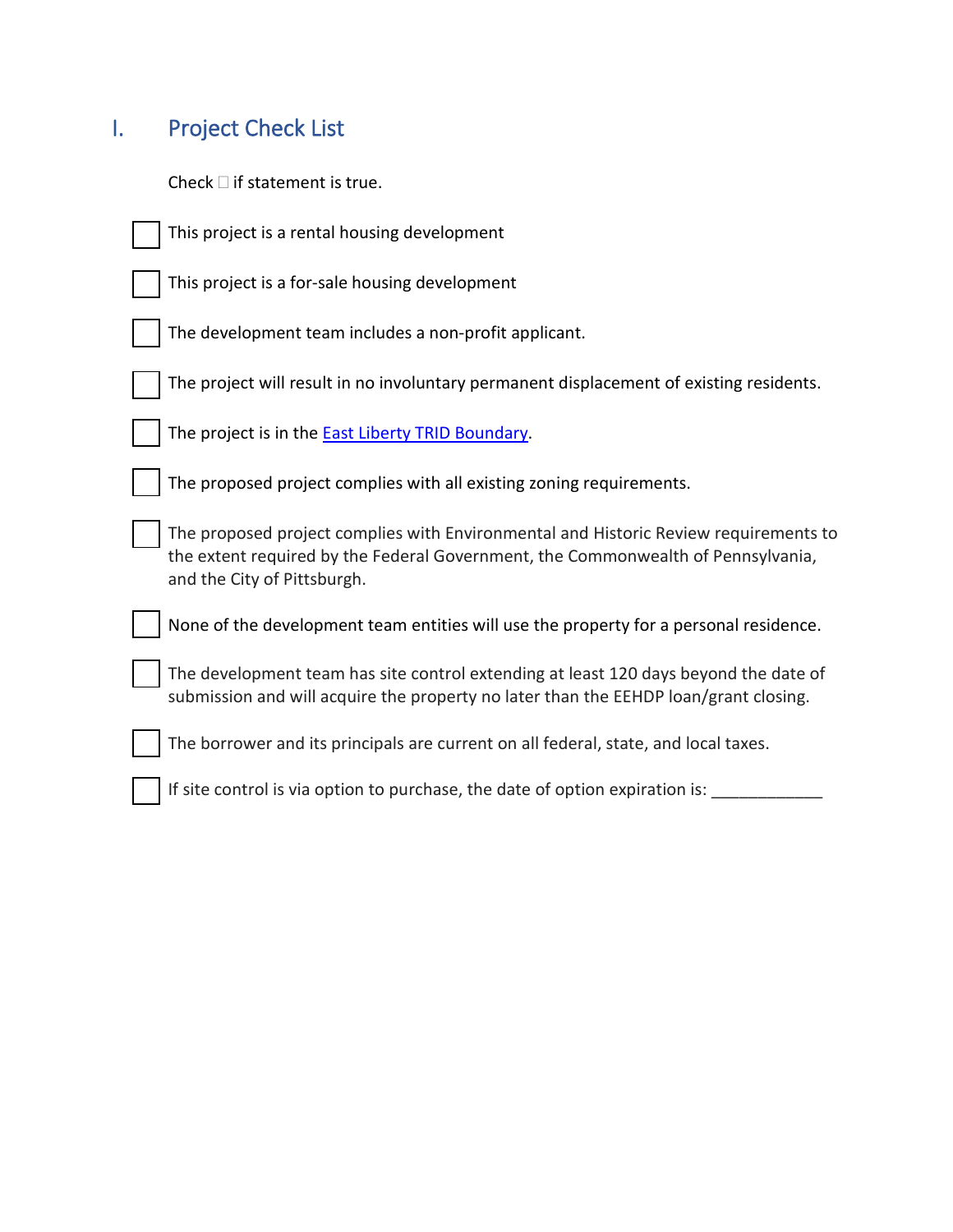# I. Project Check List

Check ☐ if statement is true.

- [ ] This project is a rental housing development
- [ ] This project is a for-sale housing development
- [ ] The development team includes a non-profit applicant.
- [ ] The project will result in no involuntary permanent displacement of existing residents.
- [ ] The project is in the East Liberty TRID Boundary.
- [ ] The proposed project complies with all existing zoning requirements.
- [ ] The proposed project complies with Environmental and Historic Review requirements to the extent required by the Federal Government, the Commonwealth of Pennsylvania, and the City of Pittsburgh.
- [ ] None of the development team entities will use the property for a personal residence.
- [ ] The development team has site control extending at least 120 days beyond the date of submission and will acquire the property no later than the EEHDP loan/grant closing.
- [ ] The borrower and its principals are current on all federal, state, and local taxes.
- [ ] If site control is via option to purchase, the date of option expiration is: ____________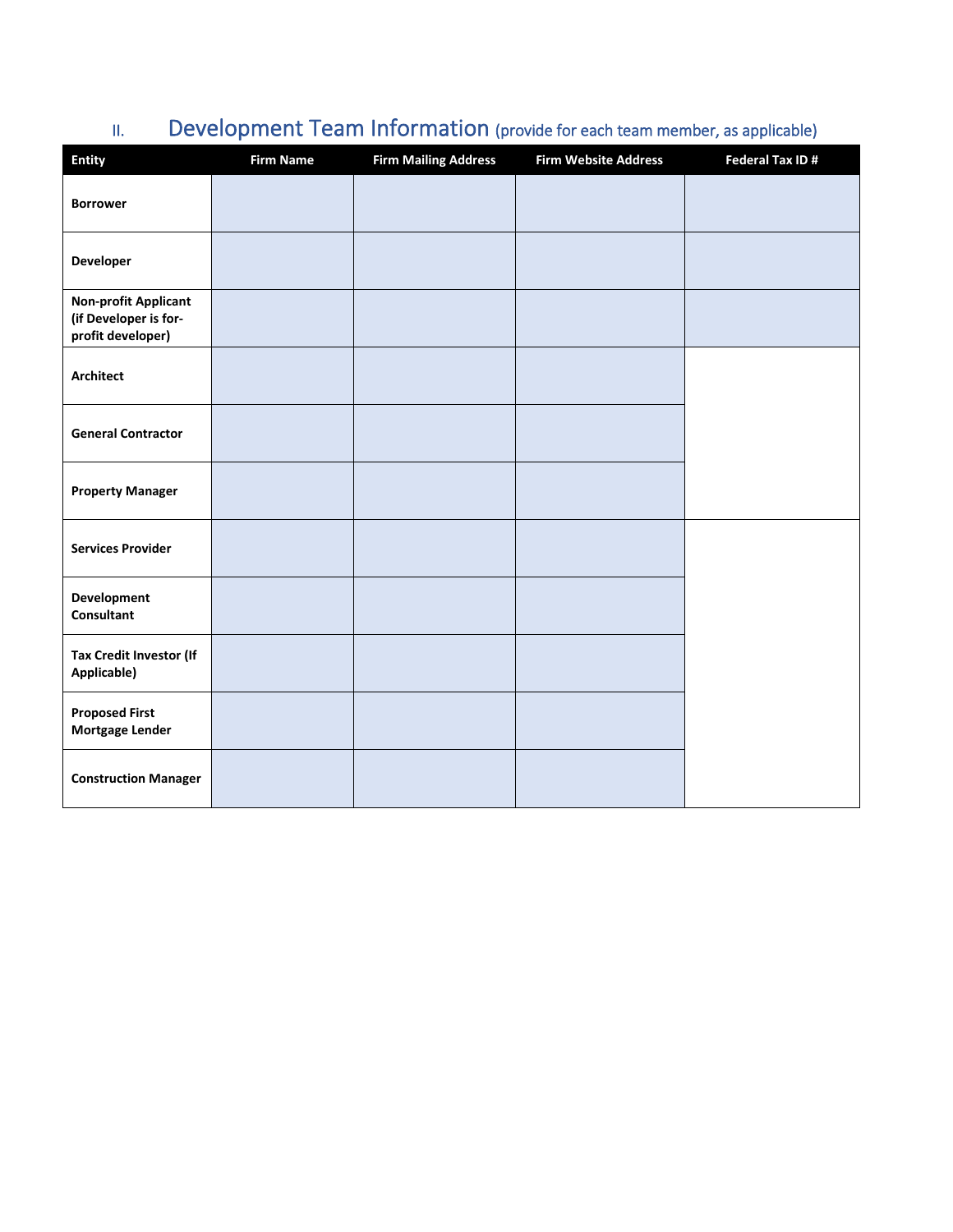## II. Development Team Information (provide for each team member, as applicable)

| Entity | Firm Name | Firm Mailing Address | Firm Website Address | Federal Tax ID # |
|---|---|---|---|---|
| **Borrower** | | | | |
| **Developer** | | | | |
| **Non-profit Applicant (if Developer is for-profit developer)** | | | | |
| **Architect** | | | | |
| **General Contractor** | | | | |
| **Property Manager** | | | | |
| **Services Provider** | | | | |
| **Development Consultant** | | | | |
| **Tax Credit Investor (If Applicable)** | | | | |
| **Proposed First Mortgage Lender** | | | | |
| **Construction Manager** | | | | |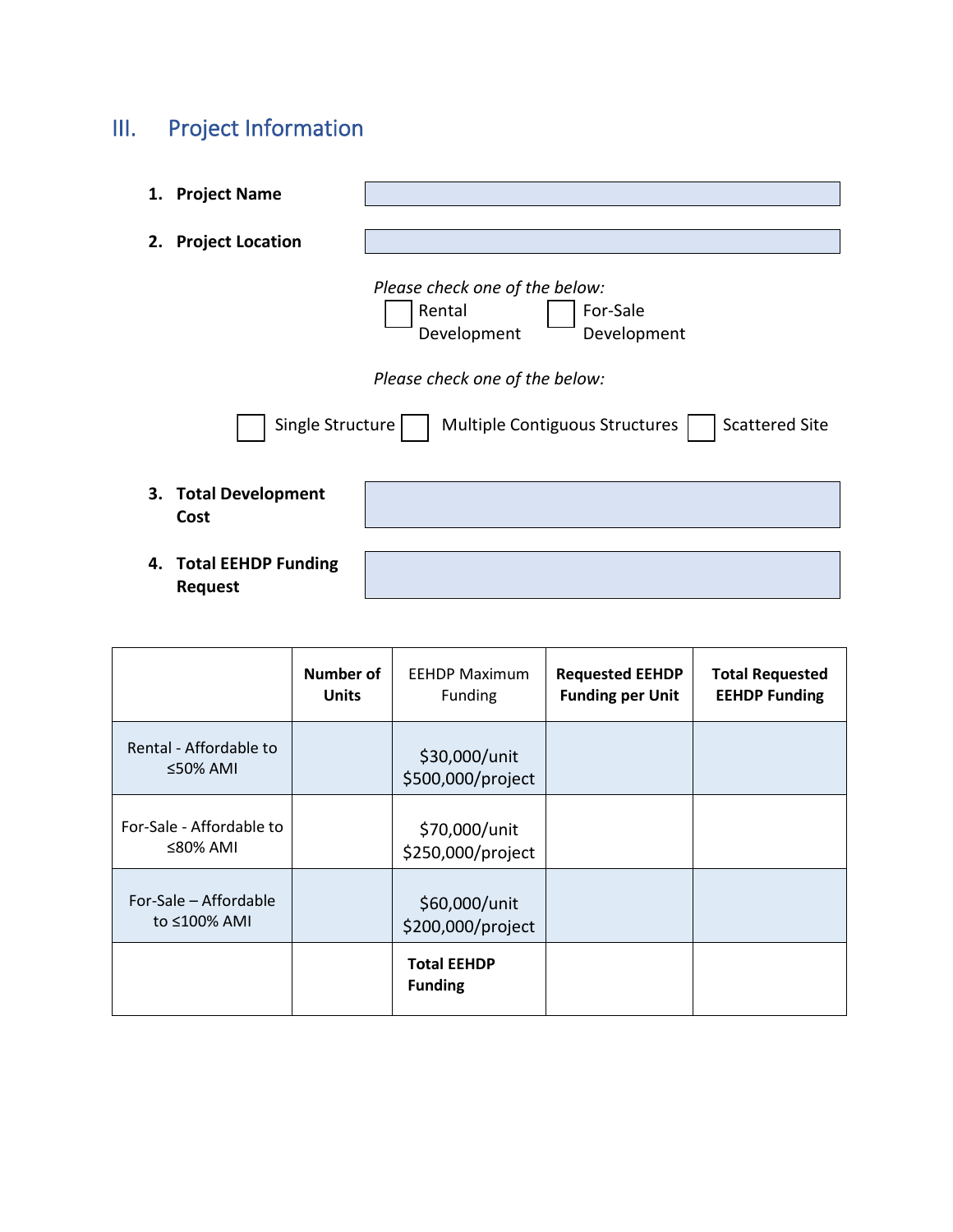## III. Project Information

1. **Project Name**

2. **Project Location**

*Please check one of the below:*

☐ Rental Development ☐ For-Sale Development

*Please check one of the below:*

☐ Single Structure ☐ Multiple Contiguous Structures ☐ Scattered Site

3. **Total Development Cost**

4. **Total EEHDP Funding Request**

| | **Number of Units** | EEHDP Maximum Funding | **Requested EEHDP Funding per Unit** | **Total Requested EEHDP Funding** |
|---|---|---|---|---|
| Rental - Affordable to ≤50% AMI | | $30,000/unit<br>$500,000/project | | |
| For-Sale - Affordable to ≤80% AMI | | $70,000/unit<br>$250,000/project | | |
| For-Sale – Affordable to ≤100% AMI | | $60,000/unit<br>$200,000/project | | |
| | | **Total EEHDP Funding** | | |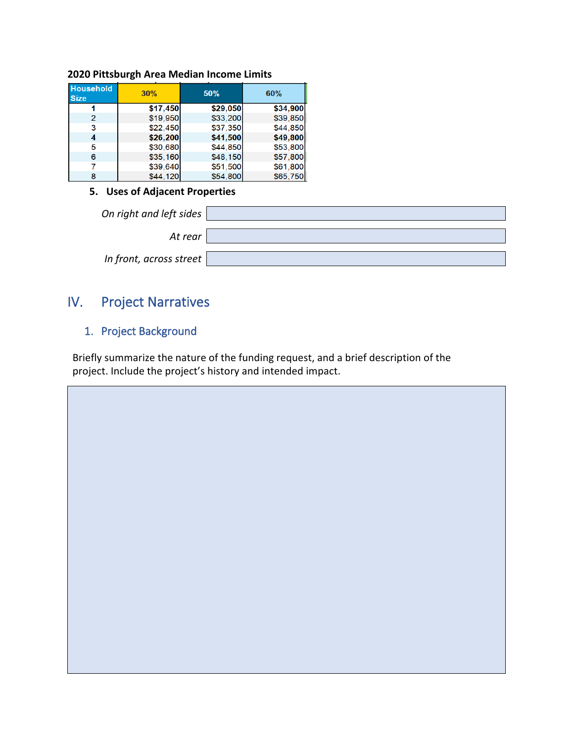**2020 Pittsburgh Area Median Income Limits**

| Household Size | 30% | 50% | 60% |
|---|---|---|---|
| **1** | **$17,450** | **$29,050** | **$34,900** |
| 2 | $19,950 | $33,200 | $39,850 |
| 3 | $22,450 | $37,350 | $44,850 |
| **4** | **$26,200** | **$41,500** | **$49,800** |
| 5 | $30,680 | $44,850 | $53,800 |
| 6 | $35,160 | $48,150 | $57,800 |
| 7 | $39,640 | $51,500 | $61,800 |
| 8 | $44,120 | $54,800 | $65,750 |

**5. Uses of Adjacent Properties**

*On right and left sides*

*At rear*

*In front, across street*

# IV. Project Narratives

## 1. Project Background

Briefly summarize the nature of the funding request, and a brief description of the project. Include the project's history and intended impact.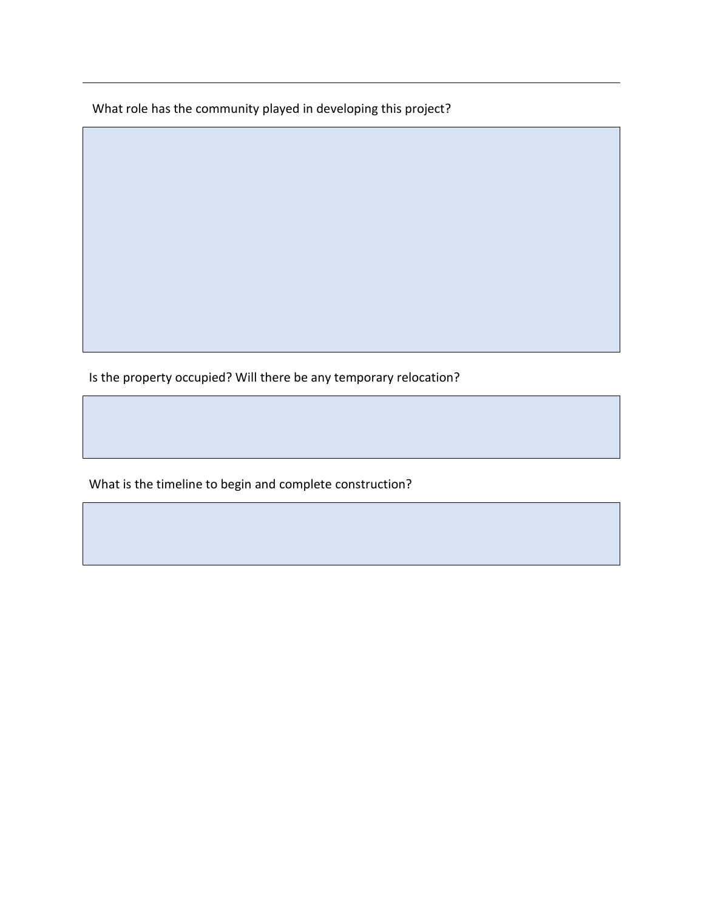---

What role has the community played in developing this project?

Is the property occupied? Will there be any temporary relocation?

What is the timeline to begin and complete construction?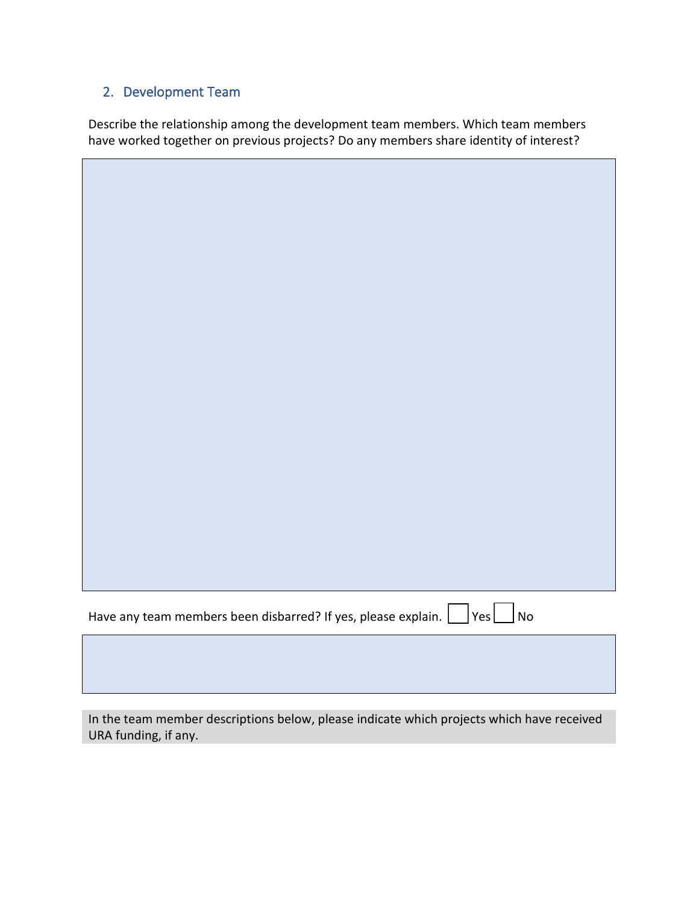## 2. Development Team

Describe the relationship among the development team members. Which team members have worked together on previous projects? Do any members share identity of interest?

Have any team members been disbarred? If yes, please explain. ☐ Yes ☐ No

In the team member descriptions below, please indicate which projects which have received URA funding, if any.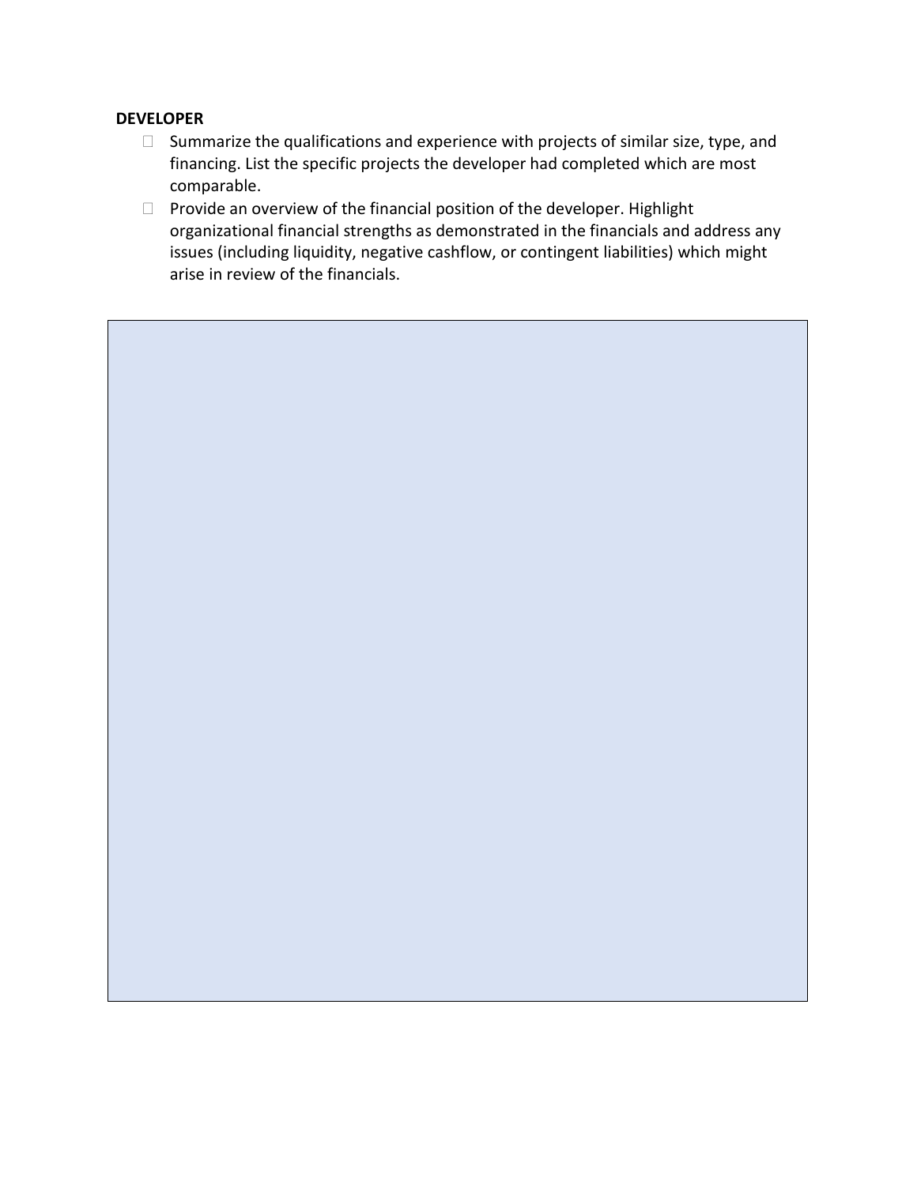**DEVELOPER**

- ☐ Summarize the qualifications and experience with projects of similar size, type, and financing. List the specific projects the developer had completed which are most comparable.
- ☐ Provide an overview of the financial position of the developer. Highlight organizational financial strengths as demonstrated in the financials and address any issues (including liquidity, negative cashflow, or contingent liabilities) which might arise in review of the financials.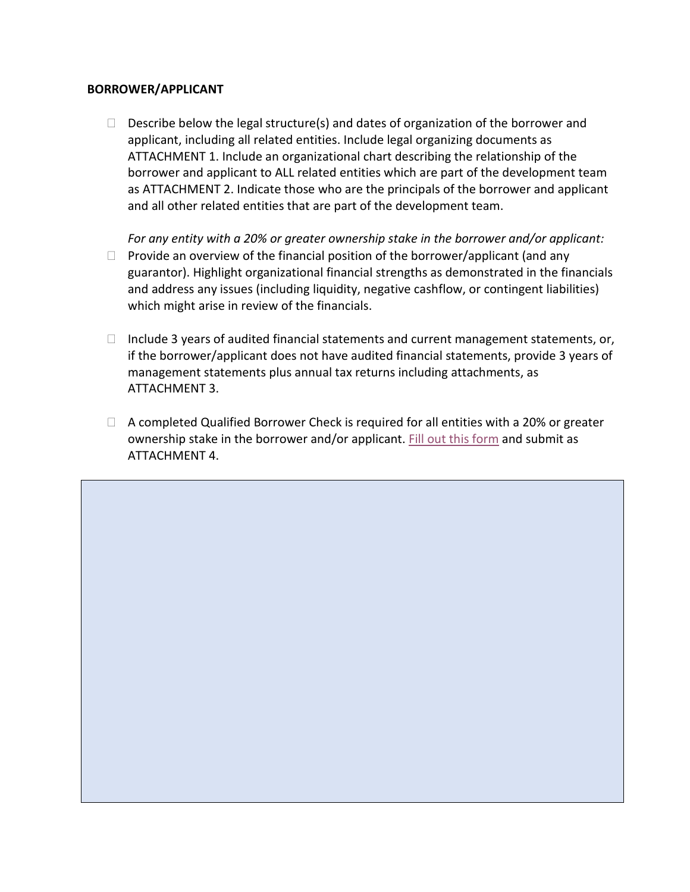**BORROWER/APPLICANT**

- ☐ Describe below the legal structure(s) and dates of organization of the borrower and applicant, including all related entities. Include legal organizing documents as ATTACHMENT 1. Include an organizational chart describing the relationship of the borrower and applicant to ALL related entities which are part of the development team as ATTACHMENT 2. Indicate those who are the principals of the borrower and applicant and all other related entities that are part of the development team.

*For any entity with a 20% or greater ownership stake in the borrower and/or applicant:*

- ☐ Provide an overview of the financial position of the borrower/applicant (and any guarantor). Highlight organizational financial strengths as demonstrated in the financials and address any issues (including liquidity, negative cashflow, or contingent liabilities) which might arise in review of the financials.

- ☐ Include 3 years of audited financial statements and current management statements, or, if the borrower/applicant does not have audited financial statements, provide 3 years of management statements plus annual tax returns including attachments, as ATTACHMENT 3.

- ☐ A completed Qualified Borrower Check is required for all entities with a 20% or greater ownership stake in the borrower and/or applicant. Fill out this form and submit as ATTACHMENT 4.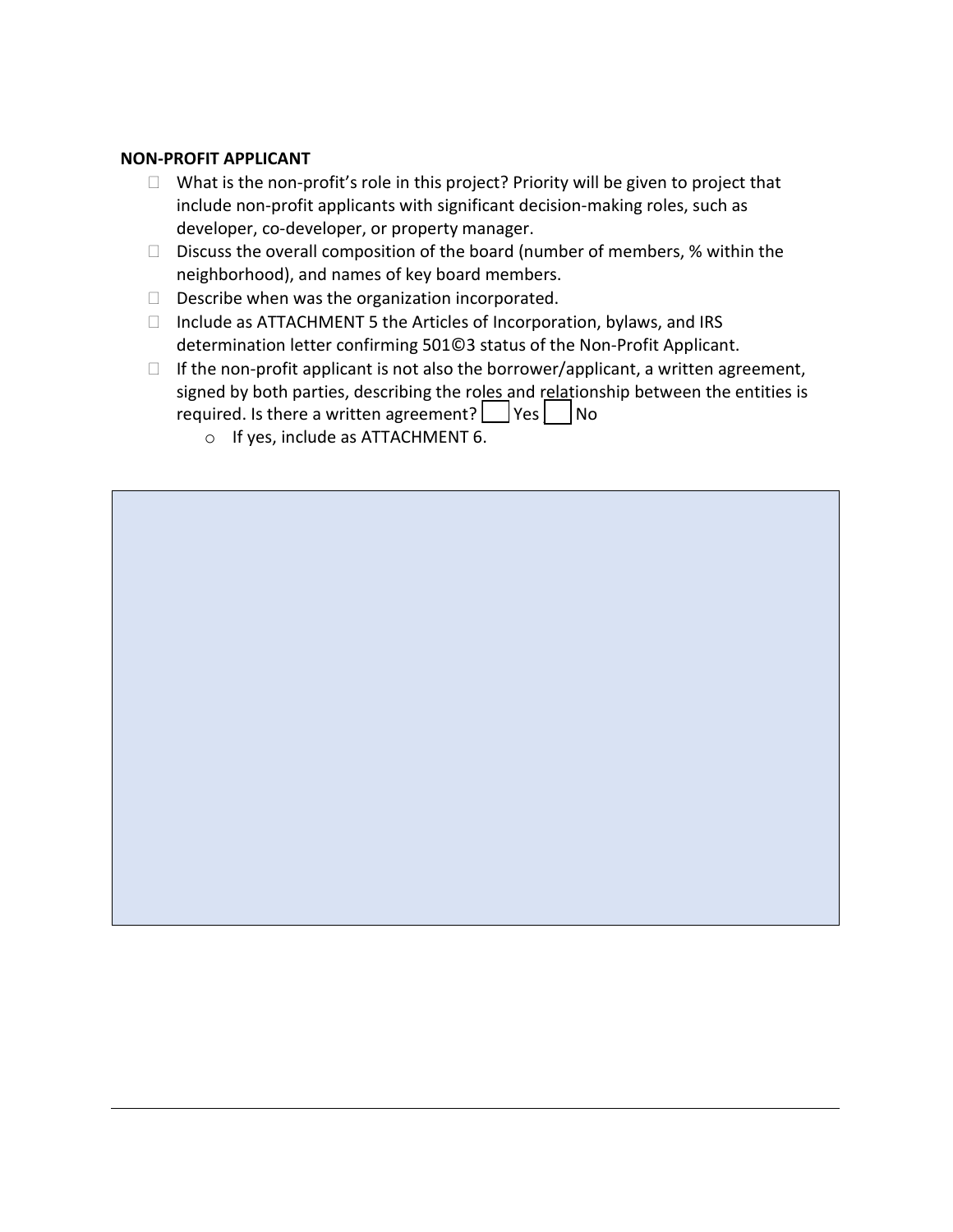**NON-PROFIT APPLICANT**

- ☐ What is the non-profit's role in this project? Priority will be given to project that include non-profit applicants with significant decision-making roles, such as developer, co-developer, or property manager.
- ☐ Discuss the overall composition of the board (number of members, % within the neighborhood), and names of key board members.
- ☐ Describe when was the organization incorporated.
- ☐ Include as ATTACHMENT 5 the Articles of Incorporation, bylaws, and IRS determination letter confirming 501©3 status of the Non-Profit Applicant.
- ☐ If the non-profit applicant is not also the borrower/applicant, a written agreement, signed by both parties, describing the roles and relationship between the entities is required. Is there a written agreement? ☐ Yes ☐ No
  - o If yes, include as ATTACHMENT 6.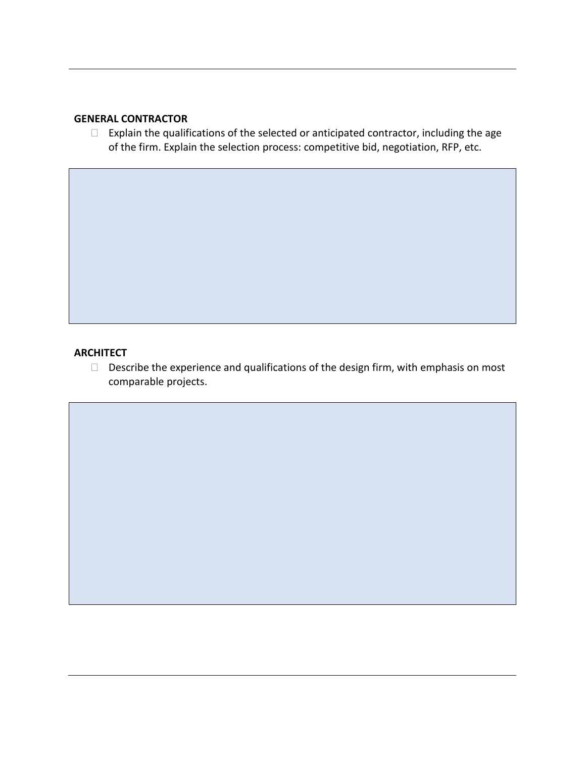**GENERAL CONTRACTOR**

- ☐ Explain the qualifications of the selected or anticipated contractor, including the age of the firm. Explain the selection process: competitive bid, negotiation, RFP, etc.

**ARCHITECT**

- ☐ Describe the experience and qualifications of the design firm, with emphasis on most comparable projects.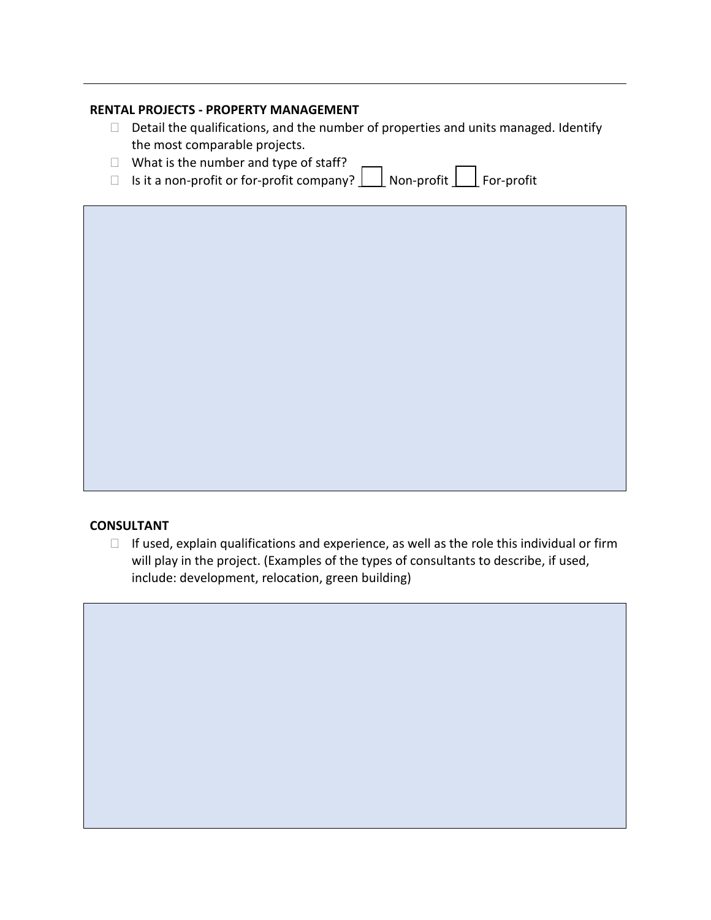**RENTAL PROJECTS - PROPERTY MANAGEMENT**

- Detail the qualifications, and the number of properties and units managed. Identify the most comparable projects.
- What is the number and type of staff?
- Is it a non-profit or for-profit company? ☐ Non-profit ☐ For-profit

**CONSULTANT**

- If used, explain qualifications and experience, as well as the role this individual or firm will play in the project. (Examples of the types of consultants to describe, if used, include: development, relocation, green building)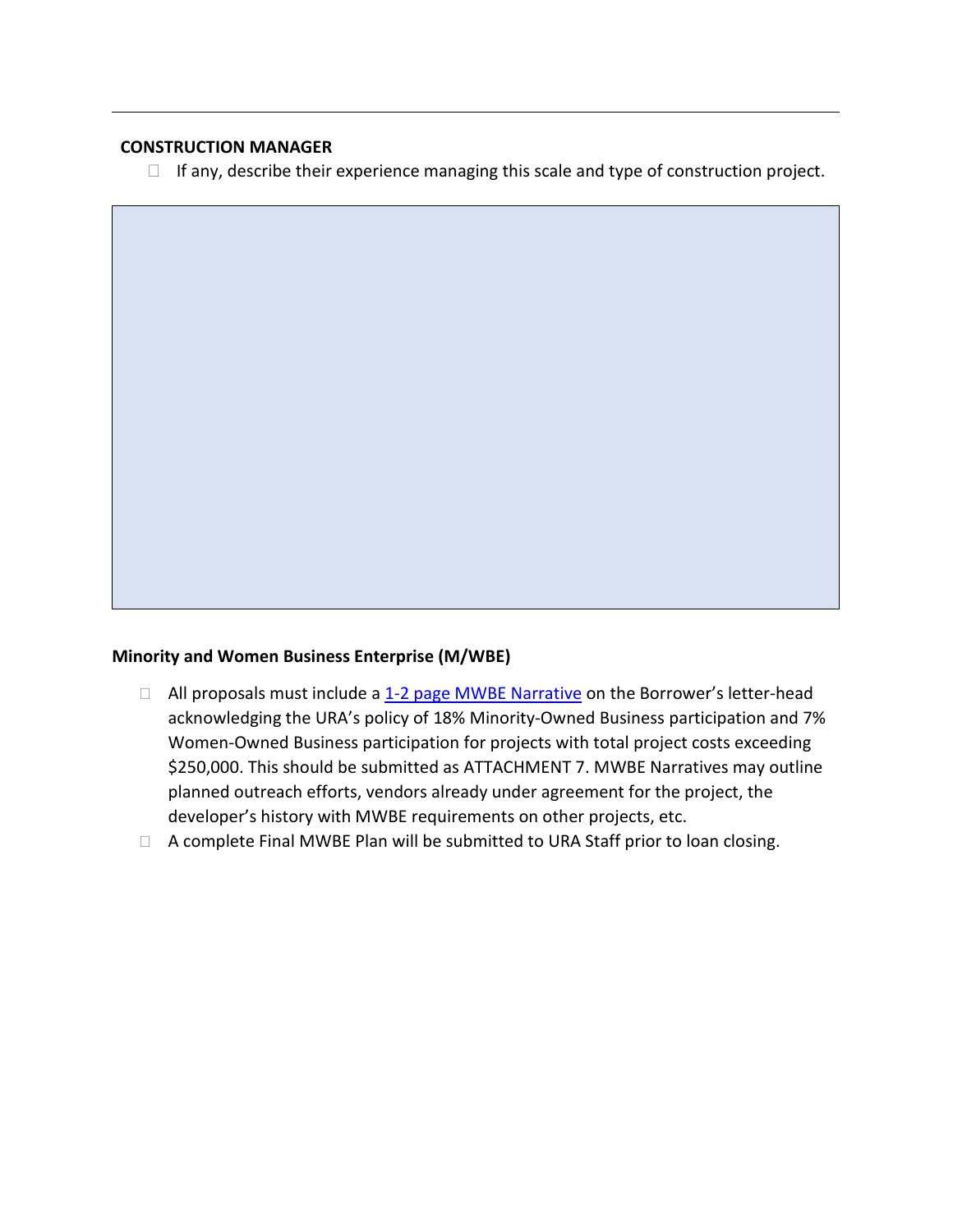**CONSTRUCTION MANAGER**

- ☐ If any, describe their experience managing this scale and type of construction project.

**Minority and Women Business Enterprise (M/WBE)**

- ☐ All proposals must include a [1-2 page MWBE Narrative] on the Borrower's letter-head acknowledging the URA's policy of 18% Minority-Owned Business participation and 7% Women-Owned Business participation for projects with total project costs exceeding $250,000. This should be submitted as ATTACHMENT 7. MWBE Narratives may outline planned outreach efforts, vendors already under agreement for the project, the developer's history with MWBE requirements on other projects, etc.
- ☐ A complete Final MWBE Plan will be submitted to URA Staff prior to loan closing.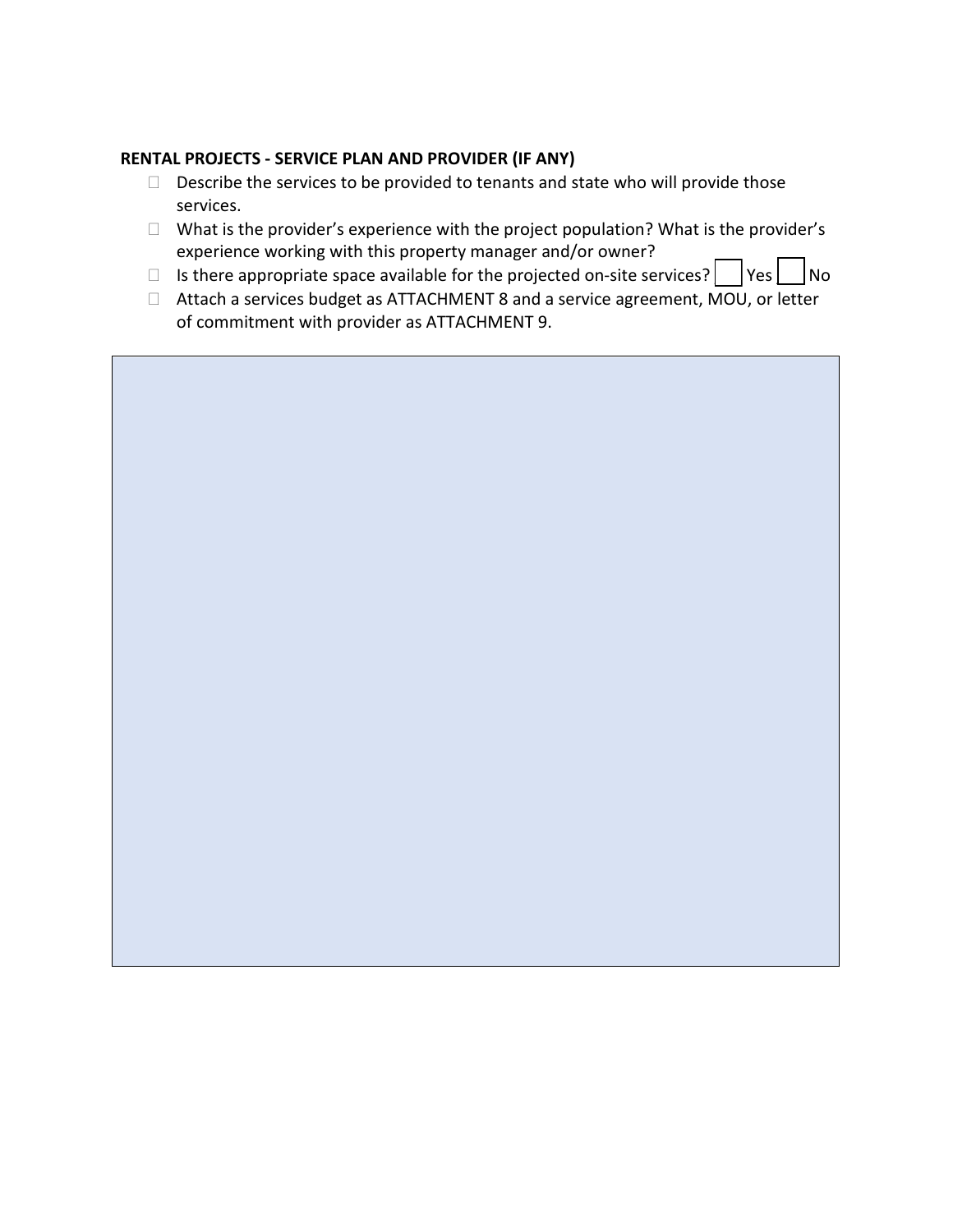**RENTAL PROJECTS - SERVICE PLAN AND PROVIDER (IF ANY)**

- ☐ Describe the services to be provided to tenants and state who will provide those services.
- ☐ What is the provider's experience with the project population? What is the provider's experience working with this property manager and/or owner?
- ☐ Is there appropriate space available for the projected on-site services? ☐ Yes ☐ No
- ☐ Attach a services budget as ATTACHMENT 8 and a service agreement, MOU, or letter of commitment with provider as ATTACHMENT 9.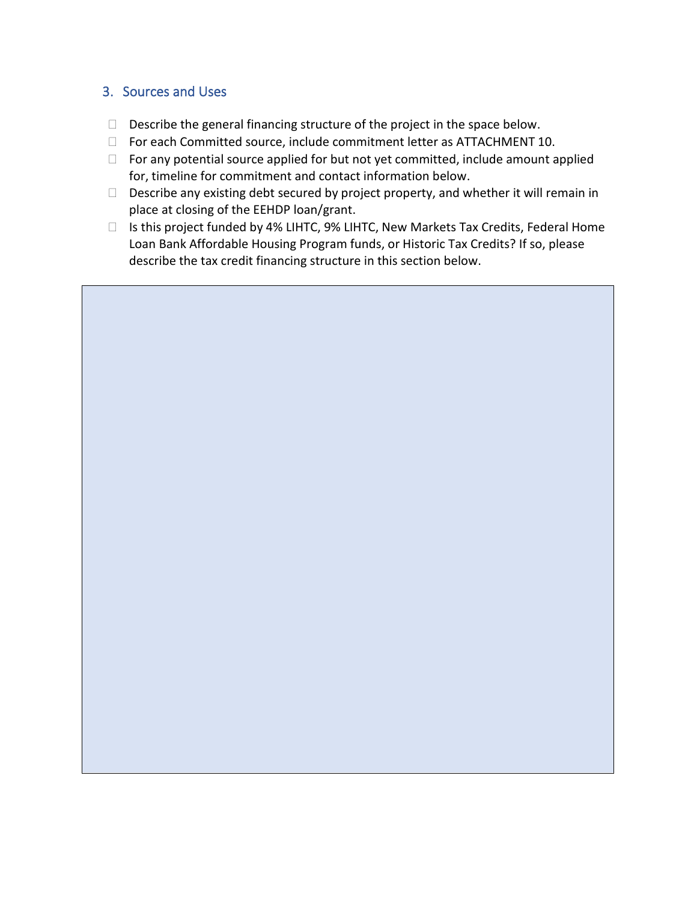## 3. Sources and Uses

- ☐ Describe the general financing structure of the project in the space below.
- ☐ For each Committed source, include commitment letter as ATTACHMENT 10.
- ☐ For any potential source applied for but not yet committed, include amount applied for, timeline for commitment and contact information below.
- ☐ Describe any existing debt secured by project property, and whether it will remain in place at closing of the EEHDP loan/grant.
- ☐ Is this project funded by 4% LIHTC, 9% LIHTC, New Markets Tax Credits, Federal Home Loan Bank Affordable Housing Program funds, or Historic Tax Credits? If so, please describe the tax credit financing structure in this section below.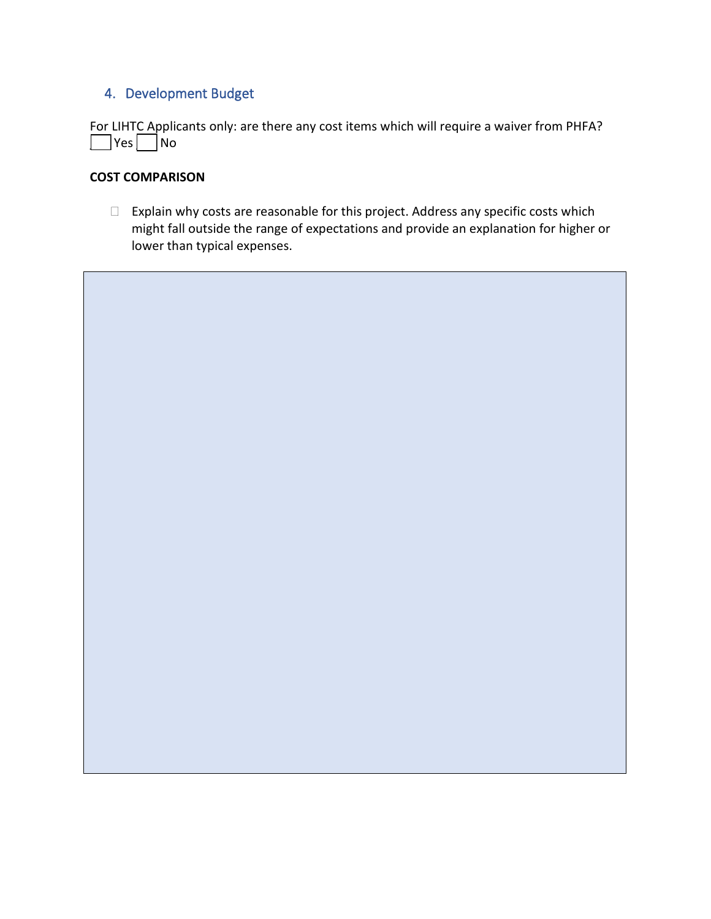## 4. Development Budget

For LIHTC Applicants only: are there any cost items which will require a waiver from PHFA?

☐ Yes ☐ No

**COST COMPARISON**

- ☐ Explain why costs are reasonable for this project. Address any specific costs which might fall outside the range of expectations and provide an explanation for higher or lower than typical expenses.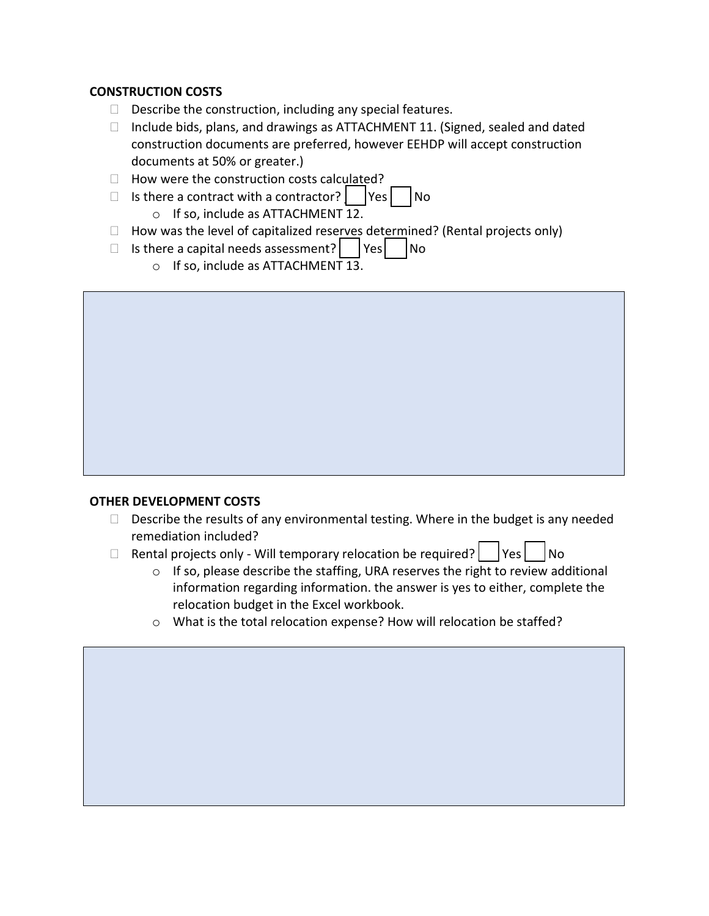**CONSTRUCTION COSTS**

- ☐ Describe the construction, including any special features.
- ☐ Include bids, plans, and drawings as ATTACHMENT 11. (Signed, sealed and dated construction documents are preferred, however EEHDP will accept construction documents at 50% or greater.)
- ☐ How were the construction costs calculated?
- ☐ Is there a contract with a contractor? ☐ Yes ☐ No
  - If so, include as ATTACHMENT 12.
- ☐ How was the level of capitalized reserves determined? (Rental projects only)
- ☐ Is there a capital needs assessment? ☐ Yes ☐ No
  - If so, include as ATTACHMENT 13.

**OTHER DEVELOPMENT COSTS**

- ☐ Describe the results of any environmental testing. Where in the budget is any needed remediation included?
- ☐ Rental projects only - Will temporary relocation be required? ☐ Yes ☐ No
  - If so, please describe the staffing, URA reserves the right to review additional information regarding information. the answer is yes to either, complete the relocation budget in the Excel workbook.
  - What is the total relocation expense? How will relocation be staffed?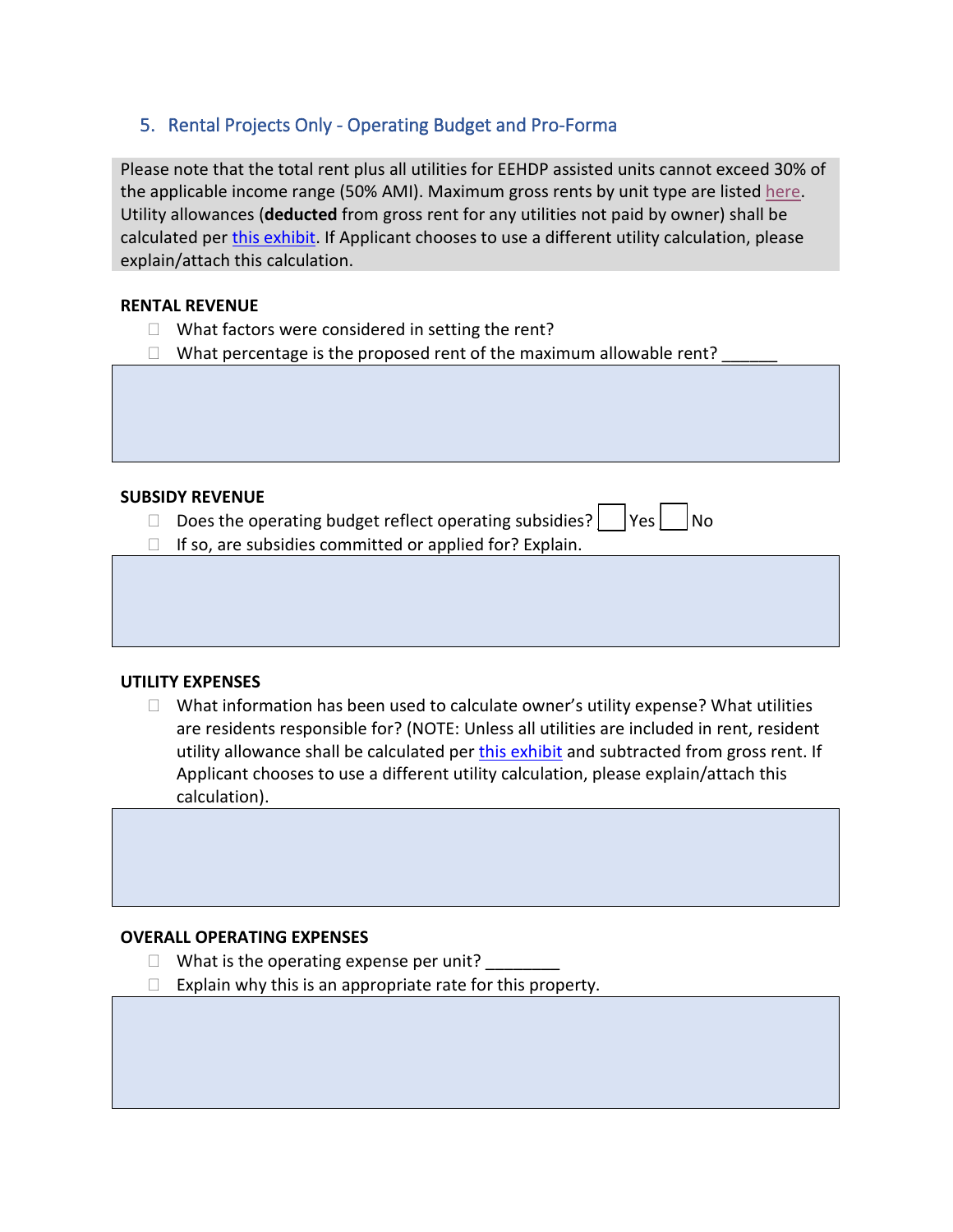## 5. Rental Projects Only - Operating Budget and Pro-Forma

Please note that the total rent plus all utilities for EEHDP assisted units cannot exceed 30% of the applicable income range (50% AMI). Maximum gross rents by unit type are listed here. Utility allowances (**deducted** from gross rent for any utilities not paid by owner) shall be calculated per this exhibit. If Applicant chooses to use a different utility calculation, please explain/attach this calculation.

**RENTAL REVENUE**

- What factors were considered in setting the rent?
- What percentage is the proposed rent of the maximum allowable rent? ______

**SUBSIDY REVENUE**

- Does the operating budget reflect operating subsidies? ☐ Yes ☐ No
- If so, are subsidies committed or applied for? Explain.

**UTILITY EXPENSES**

- What information has been used to calculate owner's utility expense? What utilities are residents responsible for? (NOTE: Unless all utilities are included in rent, resident utility allowance shall be calculated per this exhibit and subtracted from gross rent. If Applicant chooses to use a different utility calculation, please explain/attach this calculation).

**OVERALL OPERATING EXPENSES**

- What is the operating expense per unit? ________
- Explain why this is an appropriate rate for this property.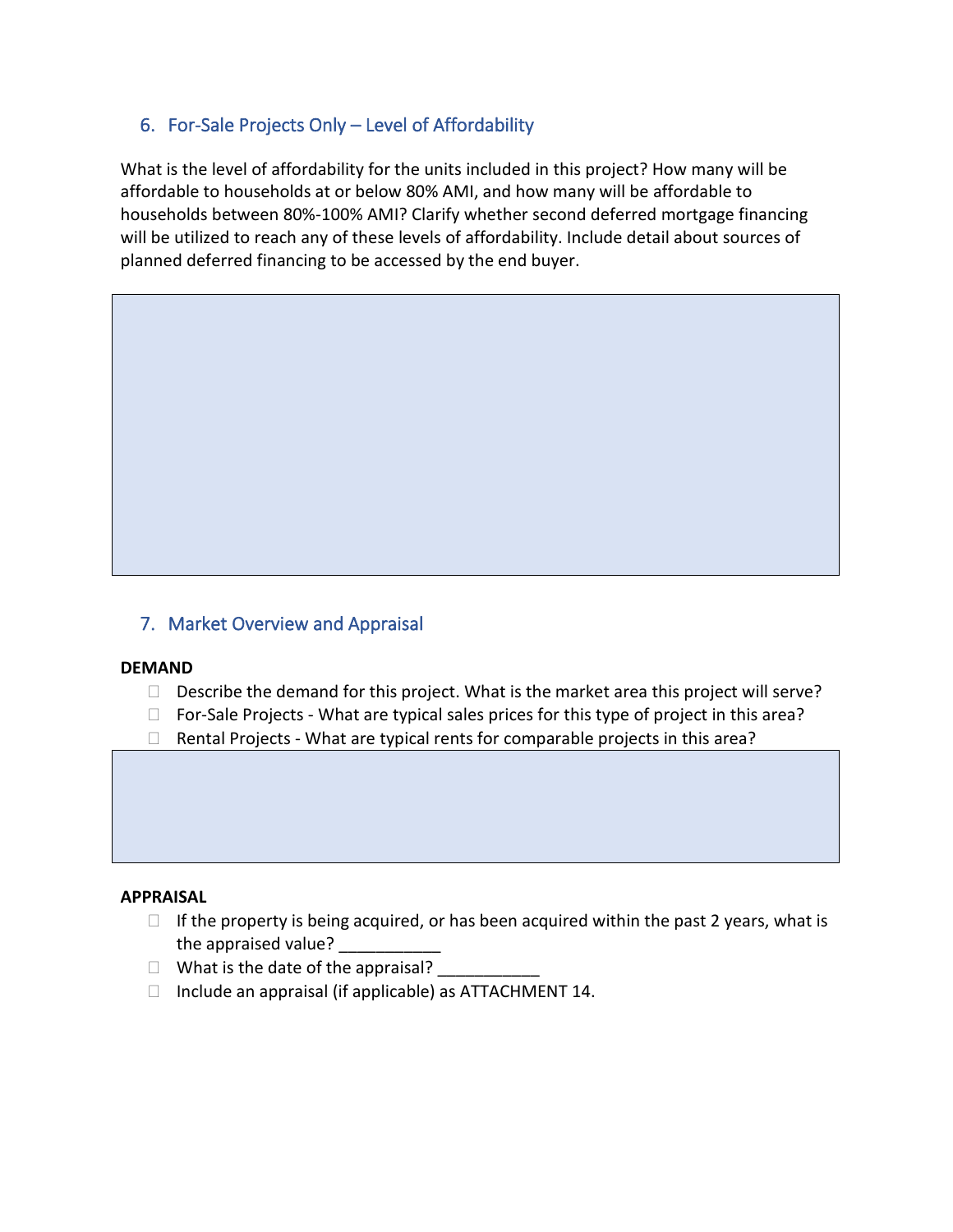## 6. For-Sale Projects Only – Level of Affordability

What is the level of affordability for the units included in this project? How many will be affordable to households at or below 80% AMI, and how many will be affordable to households between 80%-100% AMI? Clarify whether second deferred mortgage financing will be utilized to reach any of these levels of affordability. Include detail about sources of planned deferred financing to be accessed by the end buyer.

## 7. Market Overview and Appraisal

**DEMAND**

- ☐ Describe the demand for this project. What is the market area this project will serve?
- ☐ For-Sale Projects - What are typical sales prices for this type of project in this area?
- ☐ Rental Projects - What are typical rents for comparable projects in this area?

**APPRAISAL**

- ☐ If the property is being acquired, or has been acquired within the past 2 years, what is the appraised value? ___________
- ☐ What is the date of the appraisal? ___________
- ☐ Include an appraisal (if applicable) as ATTACHMENT 14.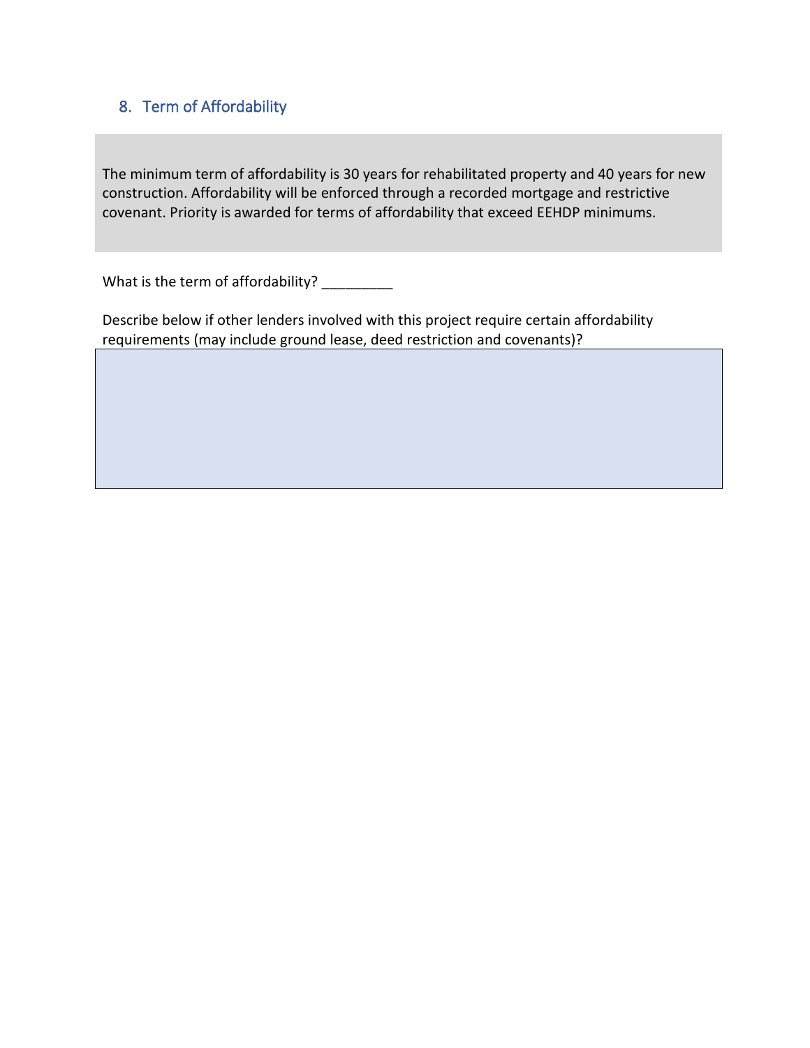## 8. Term of Affordability

The minimum term of affordability is 30 years for rehabilitated property and 40 years for new construction. Affordability will be enforced through a recorded mortgage and restrictive covenant. Priority is awarded for terms of affordability that exceed EEHDP minimums.

What is the term of affordability? _________

Describe below if other lenders involved with this project require certain affordability requirements (may include ground lease, deed restriction and covenants)?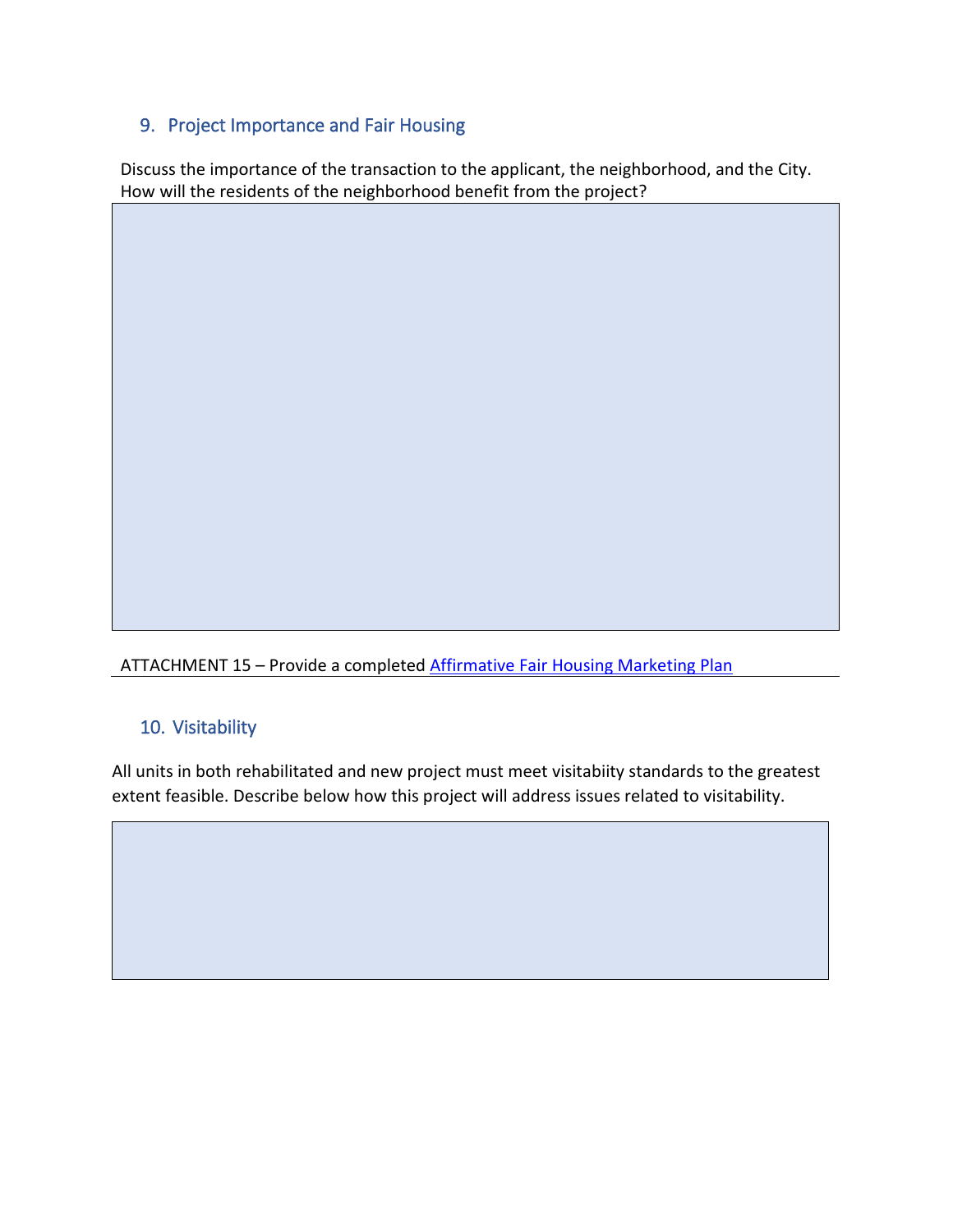## 9. Project Importance and Fair Housing

Discuss the importance of the transaction to the applicant, the neighborhood, and the City. How will the residents of the neighborhood benefit from the project?

ATTACHMENT 15 – Provide a completed [Affirmative Fair Housing Marketing Plan]

## 10. Visitability

All units in both rehabilitated and new project must meet visitabiity standards to the greatest extent feasible. Describe below how this project will address issues related to visitability.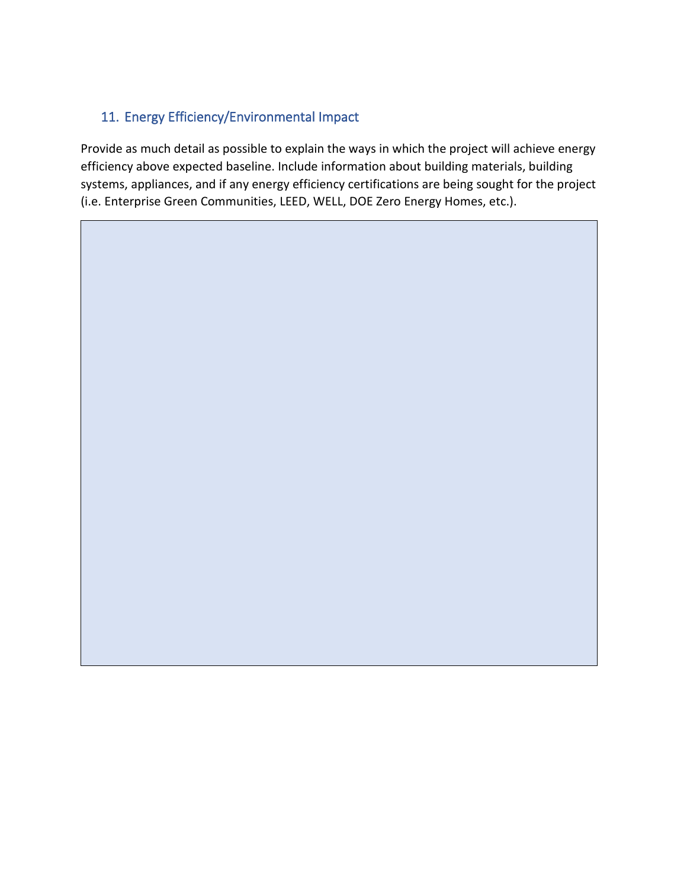## 11. Energy Efficiency/Environmental Impact

Provide as much detail as possible to explain the ways in which the project will achieve energy efficiency above expected baseline. Include information about building materials, building systems, appliances, and if any energy efficiency certifications are being sought for the project (i.e. Enterprise Green Communities, LEED, WELL, DOE Zero Energy Homes, etc.).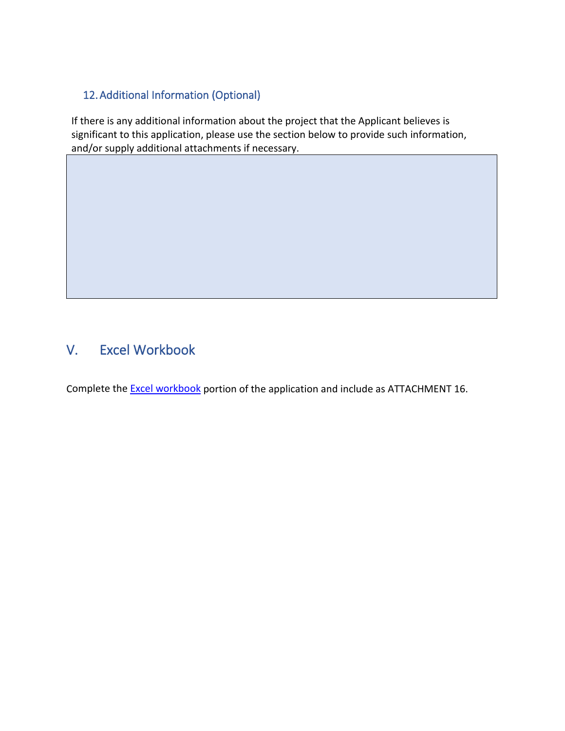### 12. Additional Information (Optional)

If there is any additional information about the project that the Applicant believes is significant to this application, please use the section below to provide such information, and/or supply additional attachments if necessary.

## V. Excel Workbook

Complete the [Excel workbook]() portion of the application and include as ATTACHMENT 16.